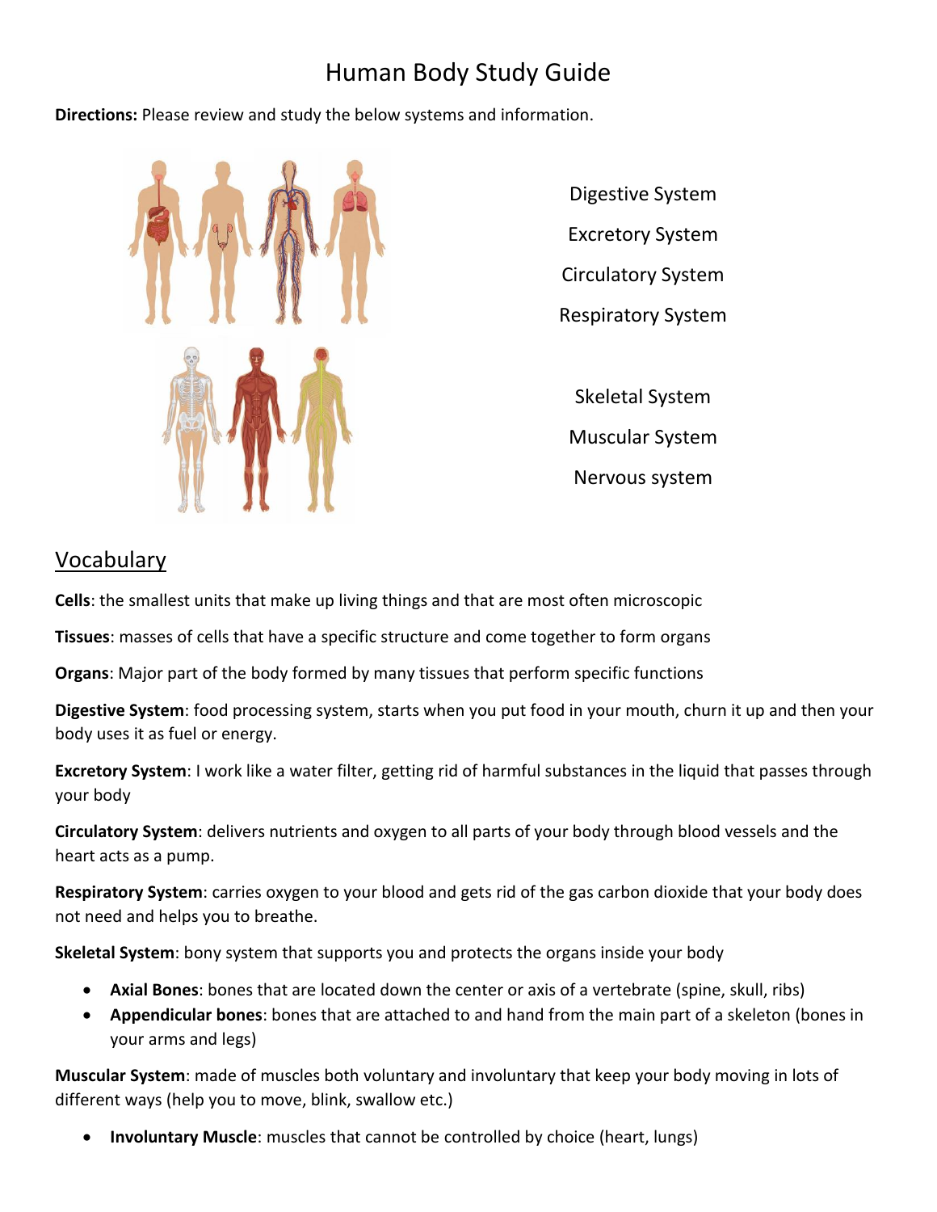# Human Body Study Guide

**Directions:** Please review and study the below systems and information.

Digestive System

Excretory System

Circulatory System

Respiratory System

Skeletal System

Muscular System

Nervous system

## Vocabulary

**Cells**: the smallest units that make up living things and that are most often microscopic

**Tissues**: masses of cells that have a specific structure and come together to form organs

**Organs**: Major part of the body formed by many tissues that perform specific functions

**Digestive System**: food processing system, starts when you put food in your mouth, churn it up and then your body uses it as fuel or energy.

**Excretory System**: I work like a water filter, getting rid of harmful substances in the liquid that passes through your body

**Circulatory System**: delivers nutrients and oxygen to all parts of your body through blood vessels and the heart acts as a pump.

**Respiratory System**: carries oxygen to your blood and gets rid of the gas carbon dioxide that your body does not need and helps you to breathe.

**Skeletal System**: bony system that supports you and protects the organs inside your body

- **Axial Bones**: bones that are located down the center or axis of a vertebrate (spine, skull, ribs)
- **Appendicular bones**: bones that are attached to and hand from the main part of a skeleton (bones in your arms and legs)

**Muscular System**: made of muscles both voluntary and involuntary that keep your body moving in lots of different ways (help you to move, blink, swallow etc.)

- **Involuntary Muscle**: muscles that cannot be controlled by choice (heart, lungs)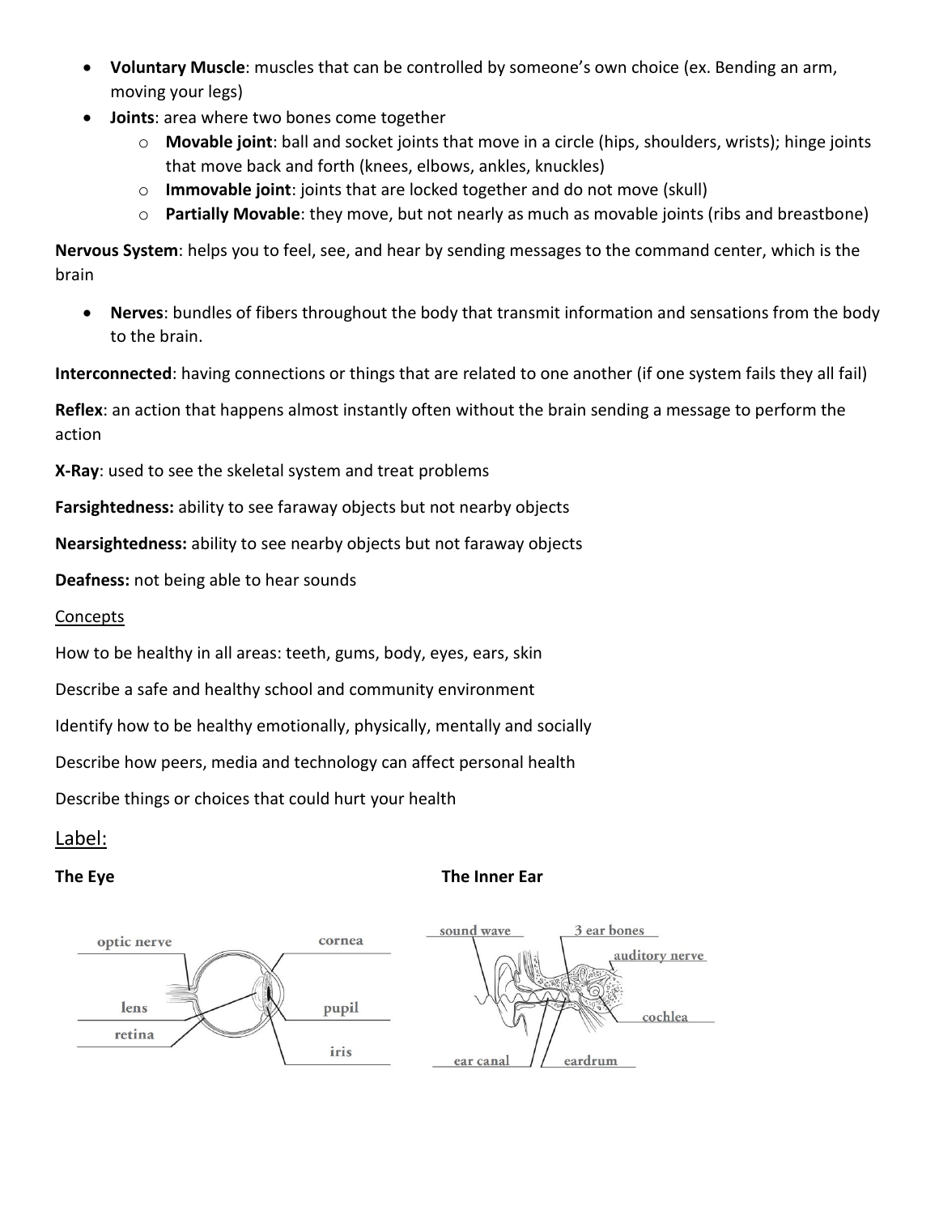- **Voluntary Muscle**: muscles that can be controlled by someone's own choice (ex. Bending an arm, moving your legs)
- **Joints**: area where two bones come together
  - **Movable joint**: ball and socket joints that move in a circle (hips, shoulders, wrists); hinge joints that move back and forth (knees, elbows, ankles, knuckles)
  - **Immovable joint**: joints that are locked together and do not move (skull)
  - **Partially Movable**: they move, but not nearly as much as movable joints (ribs and breastbone)

**Nervous System**: helps you to feel, see, and hear by sending messages to the command center, which is the brain

- **Nerves**: bundles of fibers throughout the body that transmit information and sensations from the body to the brain.

**Interconnected**: having connections or things that are related to one another (if one system fails they all fail)

**Reflex**: an action that happens almost instantly often without the brain sending a message to perform the action

**X-Ray**: used to see the skeletal system and treat problems

**Farsightedness:** ability to see faraway objects but not nearby objects

**Nearsightedness:** ability to see nearby objects but not faraway objects

**Deafness:** not being able to hear sounds

<u>Concepts</u>

How to be healthy in all areas: teeth, gums, body, eyes, ears, skin

Describe a safe and healthy school and community environment

Identify how to be healthy emotionally, physically, mentally and socially

Describe how peers, media and technology can affect personal health

Describe things or choices that could hurt your health

## <u>Label:</u>

**The Eye**

optic nerve, cornea, lens, pupil, retina, iris

**The Inner Ear**

sound wave, 3 ear bones, auditory nerve, cochlea, ear canal, eardrum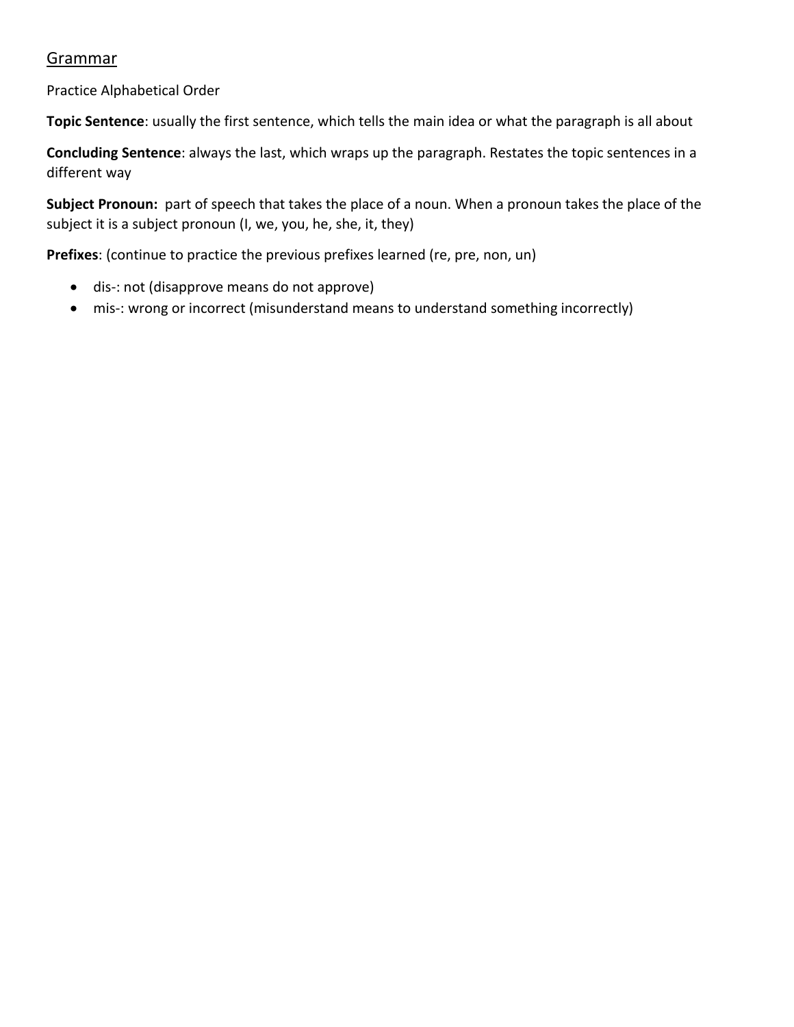## Grammar

Practice Alphabetical Order

**Topic Sentence**: usually the first sentence, which tells the main idea or what the paragraph is all about

**Concluding Sentence**: always the last, which wraps up the paragraph. Restates the topic sentences in a different way

**Subject Pronoun:** part of speech that takes the place of a noun. When a pronoun takes the place of the subject it is a subject pronoun (I, we, you, he, she, it, they)

**Prefixes**: (continue to practice the previous prefixes learned (re, pre, non, un)

- dis-: not (disapprove means do not approve)
- mis-: wrong or incorrect (misunderstand means to understand something incorrectly)